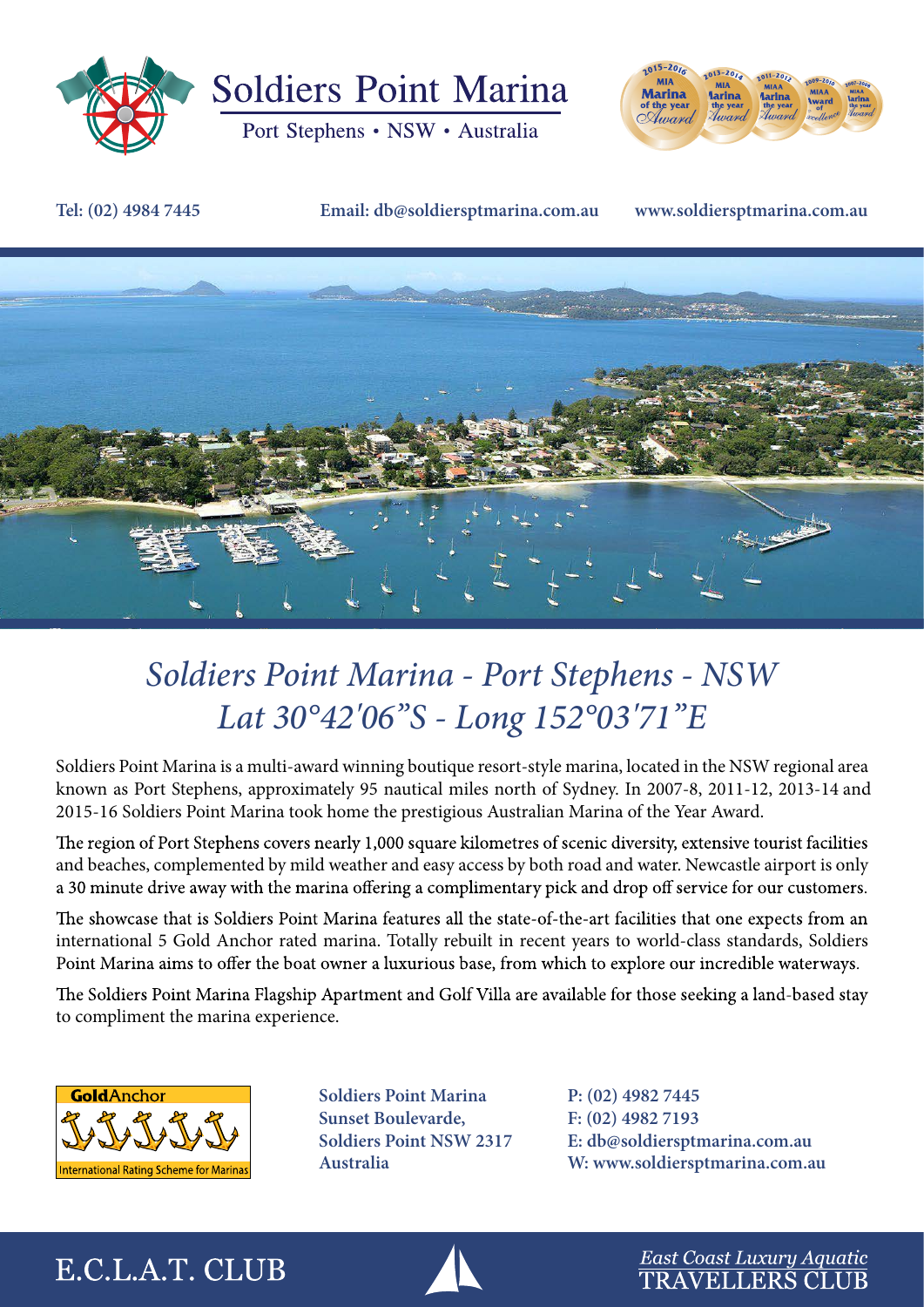# Soldiers Point Marina

Port Stephens • NSW • Australia

**Tel: (02) 4984 7445** **Email: db@soldiersptmarina.com.au** **www.soldiersptmarina.com.au**

## *Soldiers Point Marina - Port Stephens - NSW*
## *Lat 30°42'06"S - Long 152°03'71"E*

Soldiers Point Marina is a multi-award winning boutique resort-style marina, located in the NSW regional area known as Port Stephens, approximately 95 nautical miles north of Sydney. In 2007-8, 2011-12, 2013-14 and 2015-16 Soldiers Point Marina took home the prestigious Australian Marina of the Year Award.

The region of Port Stephens covers nearly 1,000 square kilometres of scenic diversity, extensive tourist facilities and beaches, complemented by mild weather and easy access by both road and water. Newcastle airport is only a 30 minute drive away with the marina offering a complimentary pick and drop off service for our customers.

The showcase that is Soldiers Point Marina features all the state-of-the-art facilities that one expects from an international 5 Gold Anchor rated marina. Totally rebuilt in recent years to world-class standards, Soldiers Point Marina aims to offer the boat owner a luxurious base, from which to explore our incredible waterways.

The Soldiers Point Marina Flagship Apartment and Golf Villa are available for those seeking a land-based stay to compliment the marina experience.

GoldAnchor – International Rating Scheme for Marinas

**Soldiers Point Marina**
**Sunset Boulevarde,**
**Soldiers Point NSW 2317**
**Australia**

**P: (02) 4982 7445**
**F: (02) 4982 7193**
**E: db@soldiersptmarina.com.au**
**W: www.soldiersptmarina.com.au**

E.C.L.A.T. CLUB

*East Coast Luxury Aquatic*
TRAVELLERS CLUB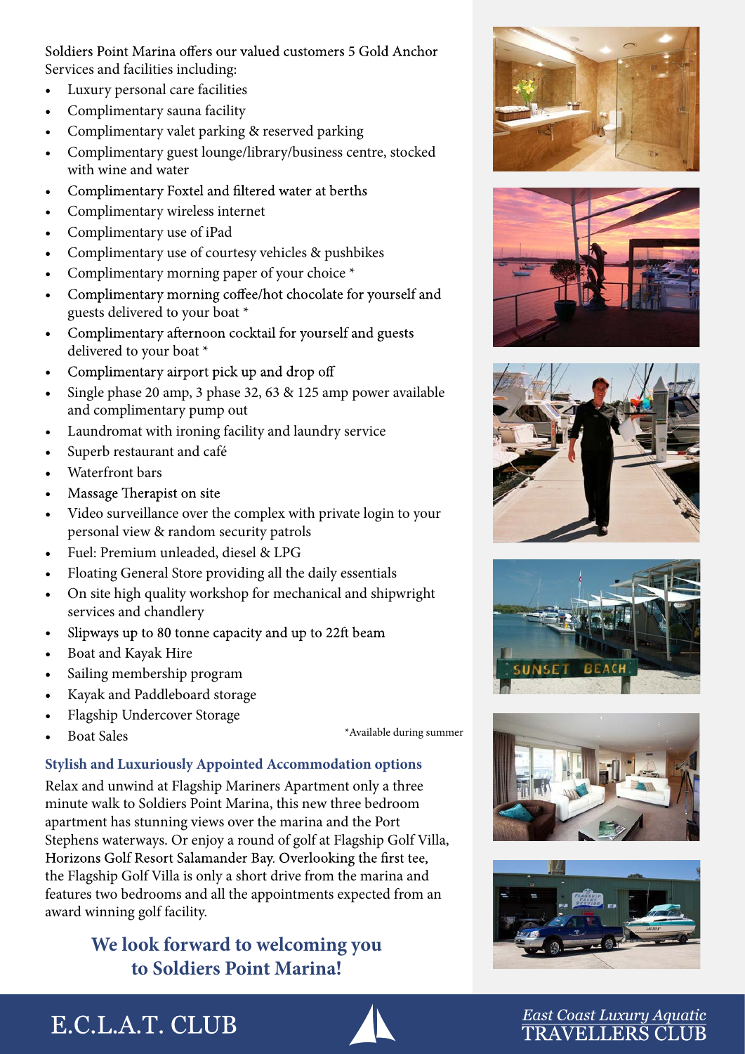Soldiers Point Marina offers our valued customers 5 Gold Anchor Services and facilities including:

- Luxury personal care facilities
- Complimentary sauna facility
- Complimentary valet parking & reserved parking
- Complimentary guest lounge/library/business centre, stocked with wine and water
- Complimentary Foxtel and filtered water at berths
- Complimentary wireless internet
- Complimentary use of iPad
- Complimentary use of courtesy vehicles & pushbikes
- Complimentary morning paper of your choice *
- Complimentary morning coffee/hot chocolate for yourself and guests delivered to your boat *
- Complimentary afternoon cocktail for yourself and guests delivered to your boat *
- Complimentary airport pick up and drop off
- Single phase 20 amp, 3 phase 32, 63 & 125 amp power available and complimentary pump out
- Laundromat with ironing facility and laundry service
- Superb restaurant and café
- Waterfront bars
- Massage Therapist on site
- Video surveillance over the complex with private login to your personal view & random security patrols
- Fuel: Premium unleaded, diesel & LPG
- Floating General Store providing all the daily essentials
- On site high quality workshop for mechanical and shipwright services and chandlery
- Slipways up to 80 tonne capacity and up to 22ft beam
- Boat and Kayak Hire
- Sailing membership program
- Kayak and Paddleboard storage
- Flagship Undercover Storage
- Boat Sales

*Available during summer

### Stylish and Luxuriously Appointed Accommodation options

Relax and unwind at Flagship Mariners Apartment only a three minute walk to Soldiers Point Marina, this new three bedroom apartment has stunning views over the marina and the Port Stephens waterways. Or enjoy a round of golf at Flagship Golf Villa, Horizons Golf Resort Salamander Bay. Overlooking the first tee, the Flagship Golf Villa is only a short drive from the marina and features two bedrooms and all the appointments expected from an award winning golf facility.

## We look forward to welcoming you to Soldiers Point Marina!

E.C.L.A.T. CLUB

*East Coast Luxury Aquatic* TRAVELLERS CLUB